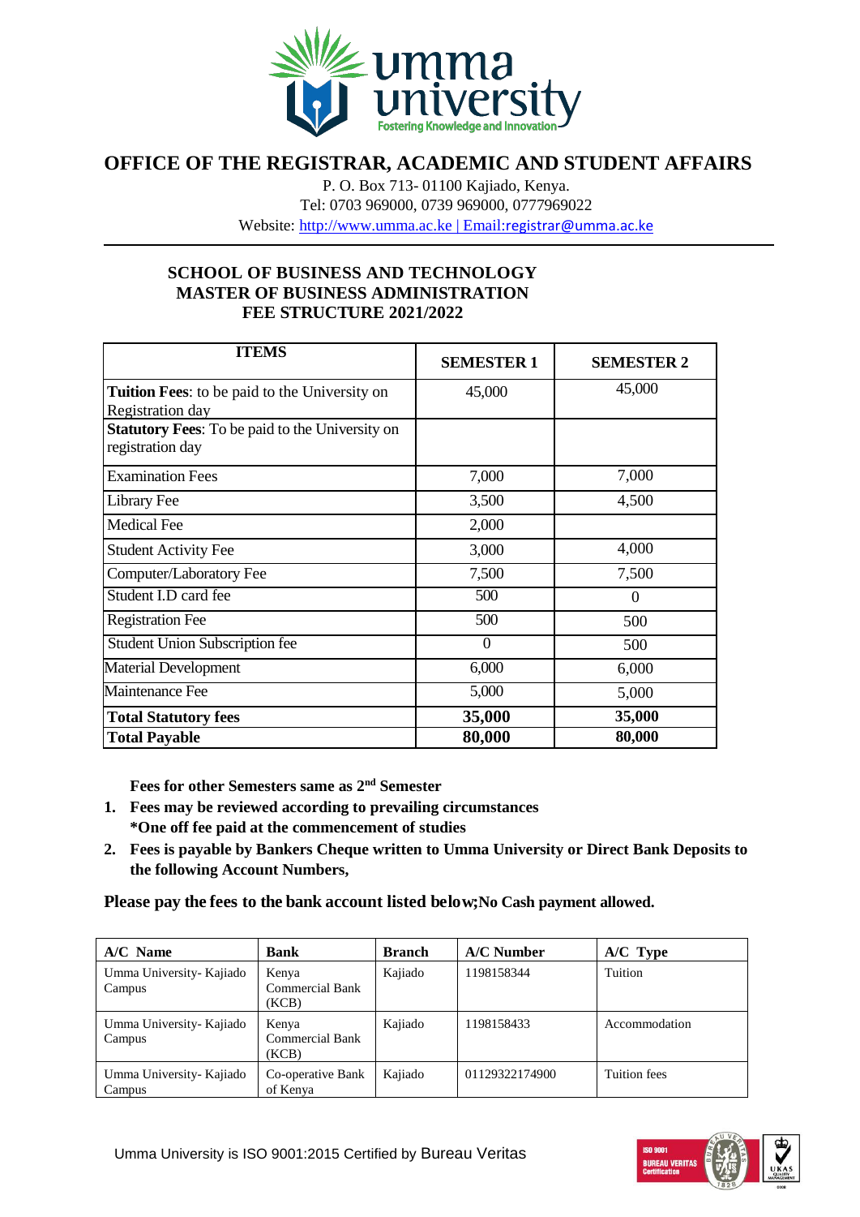# OFFICE OF THE REGISTRAR, ACADEMIC AND STUDENT AFFAIRS

P. O. Box 713- 01100 Kajiado, Kenya.
Tel: 0703 969000, 0739 969000, 0777969022
Website: http://www.umma.ac.ke | Email:registrar@umma.ac.ke

## SCHOOL OF BUSINESS AND TECHNOLOGY
## MASTER OF BUSINESS ADMINISTRATION
## FEE STRUCTURE 2021/2022

| ITEMS | SEMESTER 1 | SEMESTER 2 |
|---|---|---|
| **Tuition Fees**: to be paid to the University on Registration day | 45,000 | 45,000 |
| **Statutory Fees**: To be paid to the University on registration day | | |
| Examination Fees | 7,000 | 7,000 |
| Library Fee | 3,500 | 4,500 |
| Medical Fee | 2,000 | |
| Student Activity Fee | 3,000 | 4,000 |
| Computer/Laboratory Fee | 7,500 | 7,500 |
| Student I.D card fee | 500 | 0 |
| Registration Fee | 500 | 500 |
| Student Union Subscription fee | 0 | 500 |
| Material Development | 6,000 | 6,000 |
| Maintenance Fee | 5,000 | 5,000 |
| **Total Statutory fees** | **35,000** | **35,000** |
| **Total Payable** | **80,000** | **80,000** |

**Fees for other Semesters same as 2nd Semester**

1. **Fees may be reviewed according to prevailing circumstances**
   **\*One off fee paid at the commencement of studies**
2. **Fees is payable by Bankers Cheque written to Umma University or Direct Bank Deposits to the following Account Numbers,**

**Please pay the fees to the bank account listed below;No Cash payment allowed.**

| A/C Name | Bank | Branch | A/C Number | A/C Type |
|---|---|---|---|---|
| Umma University- Kajiado Campus | Kenya Commercial Bank (KCB) | Kajiado | 1198158344 | Tuition |
| Umma University- Kajiado Campus | Kenya Commercial Bank (KCB) | Kajiado | 1198158433 | Accommodation |
| Umma University- Kajiado Campus | Co-operative Bank of Kenya | Kajiado | 01129322174900 | Tuition fees |

Umma University is ISO 9001:2015 Certified by Bureau Veritas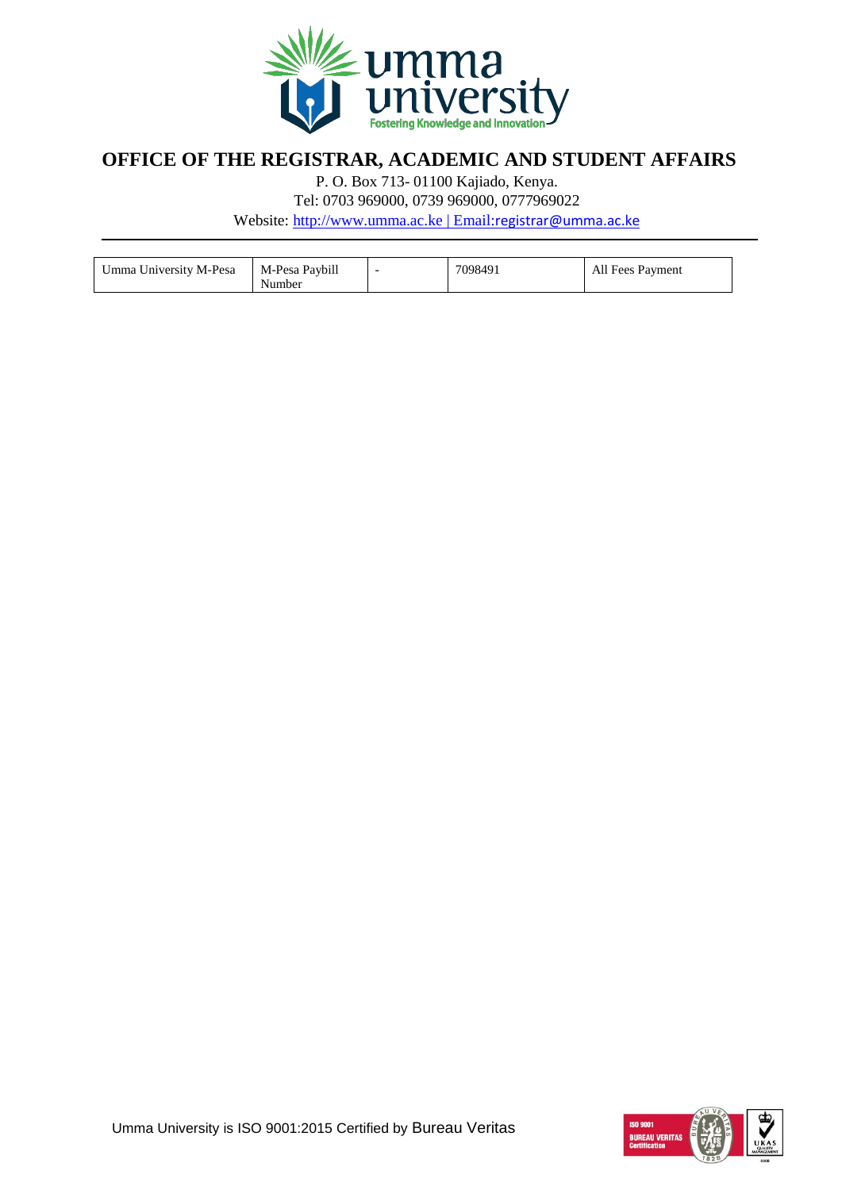# OFFICE OF THE REGISTRAR, ACADEMIC AND STUDENT AFFAIRS

P. O. Box 713- 01100 Kajiado, Kenya.
Tel: 0703 969000, 0739 969000, 0777969022
Website: http://www.umma.ac.ke | Email:registrar@umma.ac.ke

| | | | | |
|---|---|---|---|---|
| Umma University M-Pesa | M-Pesa Paybill Number | - | 7098491 | All Fees Payment |

Umma University is ISO 9001:2015 Certified by Bureau Veritas